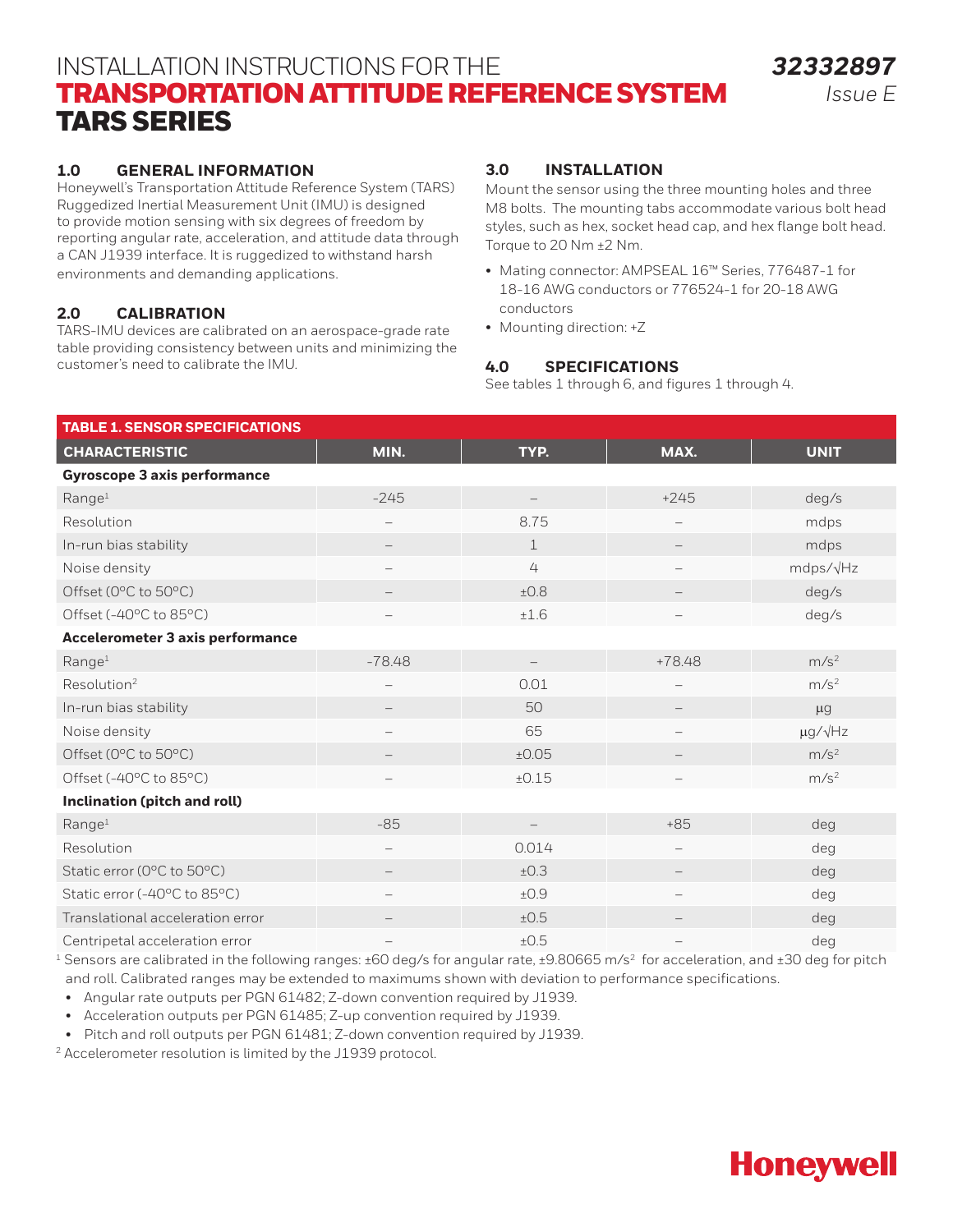# INSTALLATION INSTRUCTIONS FOR THE TRANSPORTATION ATTITUDE REFERENCE SYSTEM TARS SERIES

*32332897*
*Issue E*

## 1.0 GENERAL INFORMATION

Honeywell's Transportation Attitude Reference System (TARS) Ruggedized Inertial Measurement Unit (IMU) is designed to provide motion sensing with six degrees of freedom by reporting angular rate, acceleration, and attitude data through a CAN J1939 interface. It is ruggedized to withstand harsh environments and demanding applications.

## 2.0 CALIBRATION

TARS-IMU devices are calibrated on an aerospace-grade rate table providing consistency between units and minimizing the customer's need to calibrate the IMU.

## 3.0 INSTALLATION

Mount the sensor using the three mounting holes and three M8 bolts. The mounting tabs accommodate various bolt head styles, such as hex, socket head cap, and hex flange bolt head. Torque to 20 Nm ±2 Nm.

- Mating connector: AMPSEAL 16™ Series, 776487-1 for 18-16 AWG conductors or 776524-1 for 20-18 AWG conductors
- Mounting direction: +Z

## 4.0 SPECIFICATIONS

See tables 1 through 6, and figures 1 through 4.

**TABLE 1. SENSOR SPECIFICATIONS**

| CHARACTERISTIC | MIN. | TYP. | MAX. | UNIT |
|---|---|---|---|---|
| **Gyroscope 3 axis performance** | | | | |
| Range[1] | -245 | – | +245 | deg/s |
| Resolution | – | 8.75 | – | mdps |
| In-run bias stability | – | 1 | – | mdps |
| Noise density | – | 4 | – | mdps/√Hz |
| Offset (0°C to 50°C) | – | ±0.8 | – | deg/s |
| Offset (-40°C to 85°C) | – | ±1.6 | – | deg/s |
| **Accelerometer 3 axis performance** | | | | |
| Range[1] | -78.48 | – | +78.48 | $m/s^2$ |
| Resolution[2] | – | 0.01 | – | $m/s^2$ |
| In-run bias stability | – | 50 | – | µg |
| Noise density | – | 65 | – | µg/√Hz |
| Offset (0°C to 50°C) | – | ±0.05 | – | $m/s^2$ |
| Offset (-40°C to 85°C) | – | ±0.15 | – | $m/s^2$ |
| **Inclination (pitch and roll)** | | | | |
| Range[1] | -85 | – | +85 | deg |
| Resolution | – | 0.014 | – | deg |
| Static error (0°C to 50°C) | – | ±0.3 | – | deg |
| Static error (-40°C to 85°C) | – | ±0.9 | – | deg |
| Translational acceleration error | – | ±0.5 | – | deg |
| Centripetal acceleration error | – | ±0.5 | – | deg |

[1] Sensors are calibrated in the following ranges: ±60 deg/s for angular rate, ±9.80665 $m/s^2$ for acceleration, and ±30 deg for pitch and roll. Calibrated ranges may be extended to maximums shown with deviation to performance specifications.

- Angular rate outputs per PGN 61482; Z-down convention required by J1939.
- Acceleration outputs per PGN 61485; Z-up convention required by J1939.
- Pitch and roll outputs per PGN 61481; Z-down convention required by J1939.

[2] Accelerometer resolution is limited by the J1939 protocol.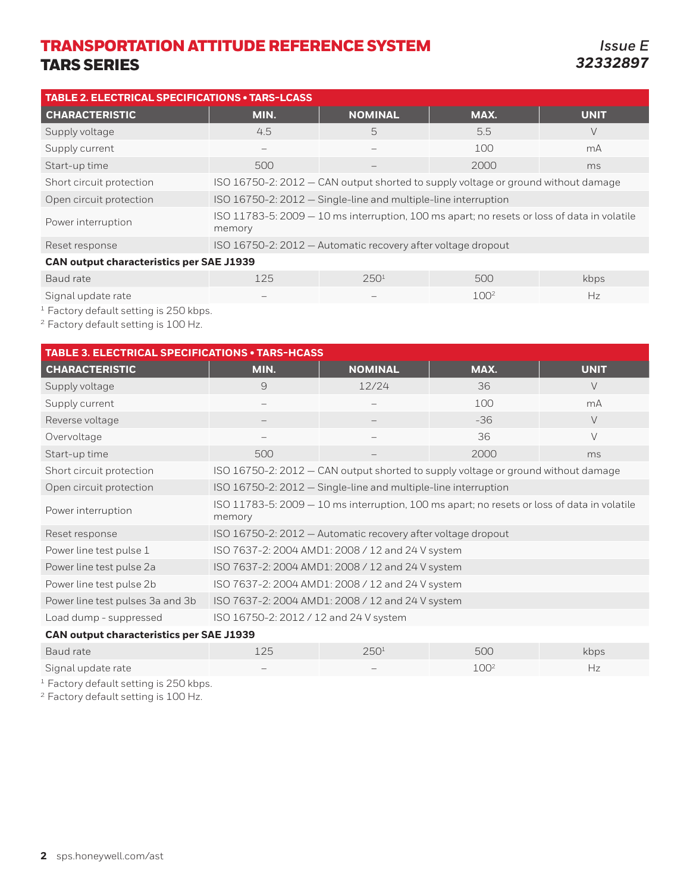| TABLE 2. ELECTRICAL SPECIFICATIONS • TARS-LCASS | | | | |
|---|---|---|---|---|
| **CHARACTERISTIC** | **MIN.** | **NOMINAL** | **MAX.** | **UNIT** |
| Supply voltage | 4.5 | 5 | 5.5 | V |
| Supply current | – | – | 100 | mA |
| Start-up time | 500 | – | 2000 | ms |
| Short circuit protection | ISO 16750-2: 2012 — CAN output shorted to supply voltage or ground without damage | | | |
| Open circuit protection | ISO 16750-2: 2012 — Single-line and multiple-line interruption | | | |
| Power interruption | ISO 11783-5: 2009 — 10 ms interruption, 100 ms apart; no resets or loss of data in volatile memory | | | |
| Reset response | ISO 16750-2: 2012 — Automatic recovery after voltage dropout | | | |
| **CAN output characteristics per SAE J1939** | | | | |
| Baud rate | 125 | 250[1] | 500 | kbps |
| Signal update rate | – | – | 100[2] | Hz |

[1] Factory default setting is 250 kbps.
[2] Factory default setting is 100 Hz.

| TABLE 3. ELECTRICAL SPECIFICATIONS • TARS-HCASS | | | | |
|---|---|---|---|---|
| **CHARACTERISTIC** | **MIN.** | **NOMINAL** | **MAX.** | **UNIT** |
| Supply voltage | 9 | 12/24 | 36 | V |
| Supply current | – | – | 100 | mA |
| Reverse voltage | – | – | -36 | V |
| Overvoltage | – | – | 36 | V |
| Start-up time | 500 | – | 2000 | ms |
| Short circuit protection | ISO 16750-2: 2012 — CAN output shorted to supply voltage or ground without damage | | | |
| Open circuit protection | ISO 16750-2: 2012 — Single-line and multiple-line interruption | | | |
| Power interruption | ISO 11783-5: 2009 — 10 ms interruption, 100 ms apart; no resets or loss of data in volatile memory | | | |
| Reset response | ISO 16750-2: 2012 — Automatic recovery after voltage dropout | | | |
| Power line test pulse 1 | ISO 7637-2: 2004 AMD1: 2008 / 12 and 24 V system | | | |
| Power line test pulse 2a | ISO 7637-2: 2004 AMD1: 2008 / 12 and 24 V system | | | |
| Power line test pulse 2b | ISO 7637-2: 2004 AMD1: 2008 / 12 and 24 V system | | | |
| Power line test pulses 3a and 3b | ISO 7637-2: 2004 AMD1: 2008 / 12 and 24 V system | | | |
| Load dump - suppressed | ISO 16750-2: 2012 / 12 and 24 V system | | | |
| **CAN output characteristics per SAE J1939** | | | | |
| Baud rate | 125 | 250[1] | 500 | kbps |
| Signal update rate | – | – | 100[2] | Hz |

[1] Factory default setting is 250 kbps.
[2] Factory default setting is 100 Hz.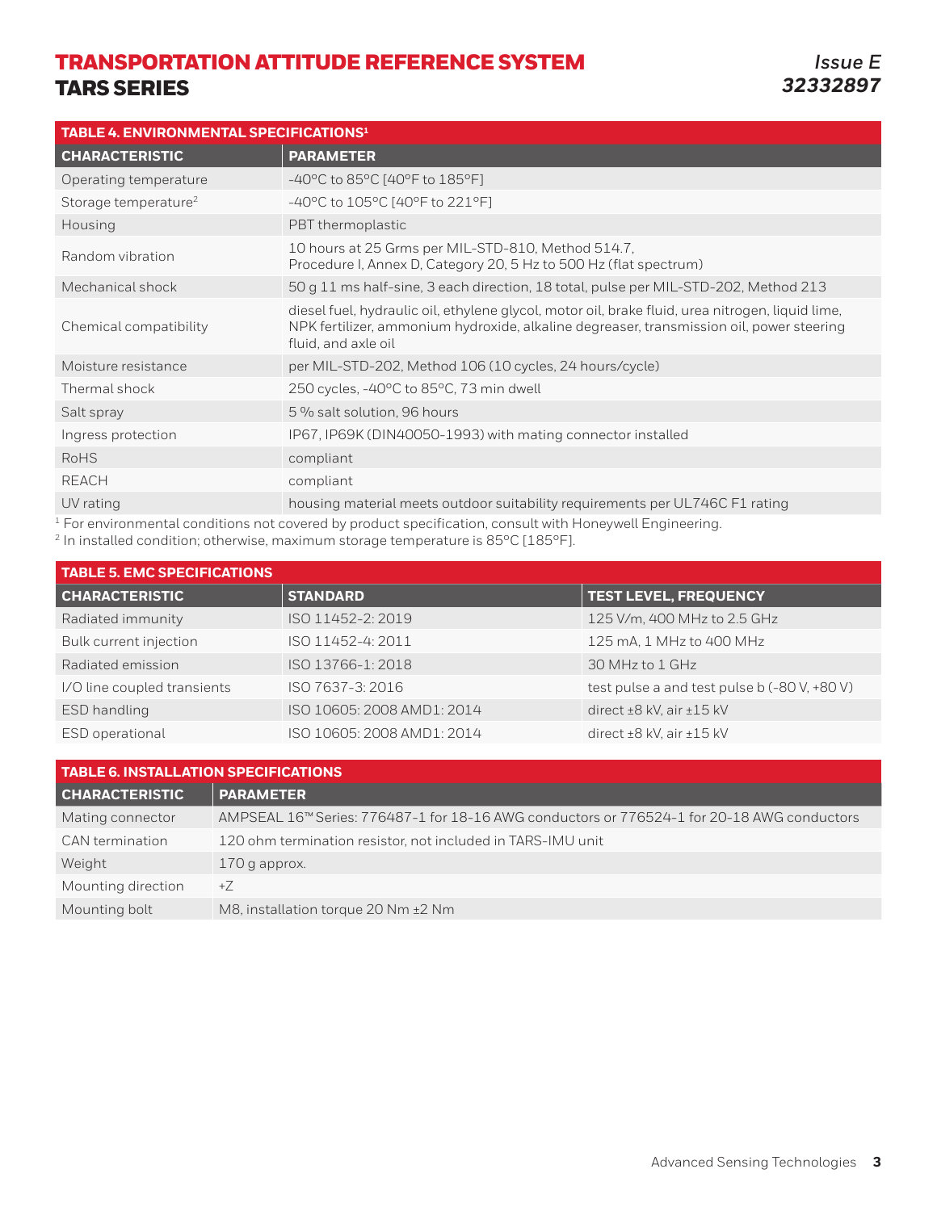| TABLE 4. ENVIRONMENTAL SPECIFICATIONS[1] | |
|---|---|
| **CHARACTERISTIC** | **PARAMETER** |
| Operating temperature | -40°C to 85°C [40°F to 185°F] |
| Storage temperature[2] | -40°C to 105°C [40°F to 221°F] |
| Housing | PBT thermoplastic |
| Random vibration | 10 hours at 25 Grms per MIL-STD-810, Method 514.7, Procedure I, Annex D, Category 20, 5 Hz to 500 Hz (flat spectrum) |
| Mechanical shock | 50 g 11 ms half-sine, 3 each direction, 18 total, pulse per MIL-STD-202, Method 213 |
| Chemical compatibility | diesel fuel, hydraulic oil, ethylene glycol, motor oil, brake fluid, urea nitrogen, liquid lime, NPK fertilizer, ammonium hydroxide, alkaline degreaser, transmission oil, power steering fluid, and axle oil |
| Moisture resistance | per MIL-STD-202, Method 106 (10 cycles, 24 hours/cycle) |
| Thermal shock | 250 cycles, -40°C to 85°C, 73 min dwell |
| Salt spray | 5 % salt solution, 96 hours |
| Ingress protection | IP67, IP69K (DIN40050-1993) with mating connector installed |
| RoHS | compliant |
| REACH | compliant |
| UV rating | housing material meets outdoor suitability requirements per UL746C F1 rating |

[1] For environmental conditions not covered by product specification, consult with Honeywell Engineering.
[2] In installed condition; otherwise, maximum storage temperature is 85°C [185°F].

| TABLE 5. EMC SPECIFICATIONS | | |
|---|---|---|
| **CHARACTERISTIC** | **STANDARD** | **TEST LEVEL, FREQUENCY** |
| Radiated immunity | ISO 11452-2: 2019 | 125 V/m, 400 MHz to 2.5 GHz |
| Bulk current injection | ISO 11452-4: 2011 | 125 mA, 1 MHz to 400 MHz |
| Radiated emission | ISO 13766-1: 2018 | 30 MHz to 1 GHz |
| I/O line coupled transients | ISO 7637-3: 2016 | test pulse a and test pulse b (-80 V, +80 V) |
| ESD handling | ISO 10605: 2008 AMD1: 2014 | direct ±8 kV, air ±15 kV |
| ESD operational | ISO 10605: 2008 AMD1: 2014 | direct ±8 kV, air ±15 kV |

| TABLE 6. INSTALLATION SPECIFICATIONS | |
|---|---|
| **CHARACTERISTIC** | **PARAMETER** |
| Mating connector | AMPSEAL 16™ Series: 776487-1 for 18-16 AWG conductors or 776524-1 for 20-18 AWG conductors |
| CAN termination | 120 ohm termination resistor, not included in TARS-IMU unit |
| Weight | 170 g approx. |
| Mounting direction | +Z |
| Mounting bolt | M8, installation torque 20 Nm ±2 Nm |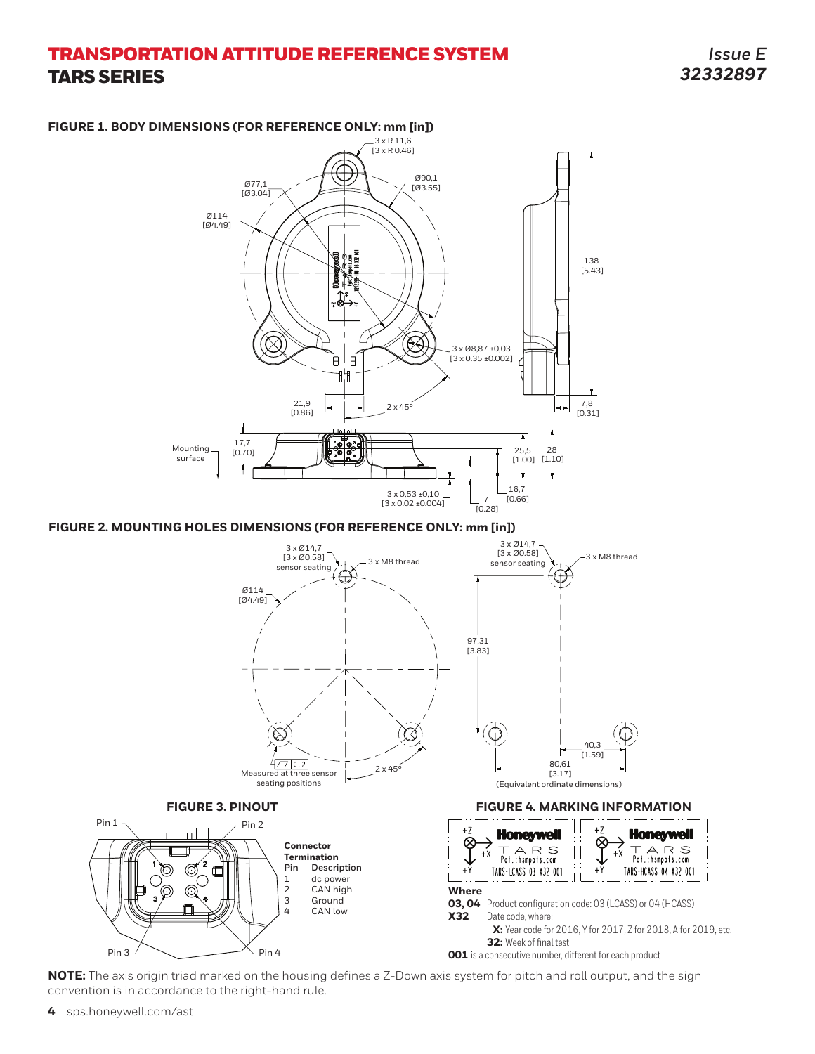# TRANSPORTATION ATTITUDE REFERENCE SYSTEM
## TARS SERIES

*Issue E*
*32332897*

### FIGURE 1. BODY DIMENSIONS (FOR REFERENCE ONLY: mm [in])

3 x R 11,6 [3 x R 0.46]
Ø90,1 [Ø3.55]
Ø77,1 [Ø3.04]
Ø114 [Ø4.49]
138 [5.43]
3 x Ø8,87 ±0,03 [3 x 0.35 ±0.002]
21,9 [0.86]
2 x 45°
7,8 [0.31]
Mounting surface
17,7 [0.70]
25,5 [1.00]
28 [1.10]
3 x 0,53 ±0,10 [3 x 0.02 ±0.004]
7 [0.28]
16,7 [0.66]

### FIGURE 2. MOUNTING HOLES DIMENSIONS (FOR REFERENCE ONLY: mm [in])

3 x Ø14,7 [3 x Ø0.58] sensor seating
3 x M8 thread
Ø114 [Ø4.49]
0.2
Measured at three sensor seating positions
2 x 45°
97,31 [3.83]
40,3 [1.59]
80,61 [3.17]
(Equivalent ordinate dimensions)

### FIGURE 3. PINOUT

Pin 1, Pin 2, Pin 3, Pin 4

**Connector Termination**

| Pin | Description |
|---|---|
| 1 | dc power |
| 2 | CAN high |
| 3 | Ground |
| 4 | CAN low |

### FIGURE 4. MARKING INFORMATION

+Z, +X, +Y — Honeywell TARS Pat.:hsmpats.com TARS-LCASS 03 X32 001

+Z, +X, +Y — Honeywell TARS Pat.:hsmpats.com TARS-HCASS 04 X32 001

**Where**

**03, 04** Product configuration code: 03 (LCASS) or 04 (HCASS)

**X32** Date code, where:

**X:** Year code for 2016, Y for 2017, Z for 2018, A for 2019, etc.

**32:** Week of final test

**001** is a consecutive number, different for each product

**NOTE:** The axis origin triad marked on the housing defines a Z-Down axis system for pitch and roll output, and the sign convention is in accordance to the right-hand rule.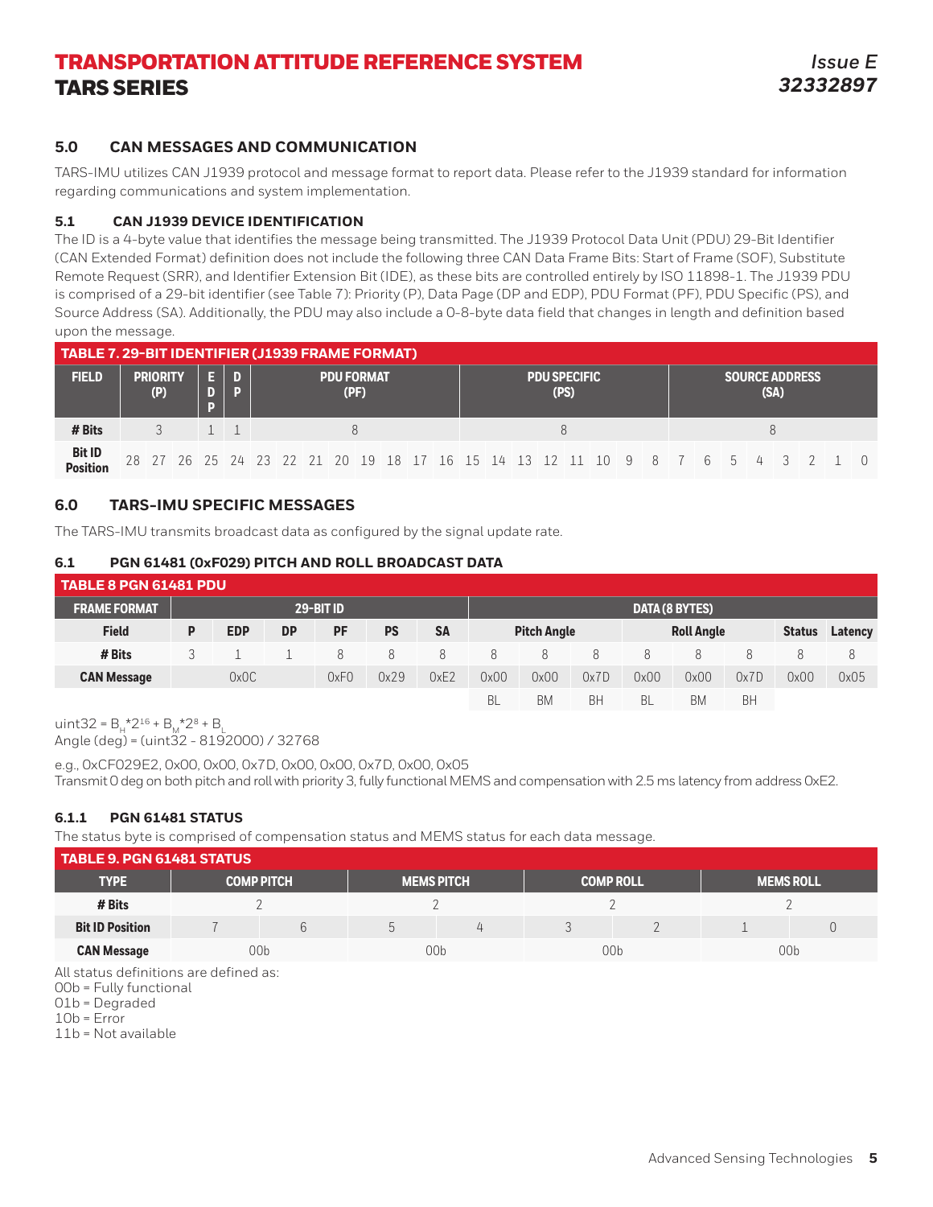## 5.0 CAN MESSAGES AND COMMUNICATION

TARS-IMU utilizes CAN J1939 protocol and message format to report data. Please refer to the J1939 standard for information regarding communications and system implementation.

### 5.1 CAN J1939 DEVICE IDENTIFICATION

The ID is a 4-byte value that identifies the message being transmitted. The J1939 Protocol Data Unit (PDU) 29-Bit Identifier (CAN Extended Format) definition does not include the following three CAN Data Frame Bits: Start of Frame (SOF), Substitute Remote Request (SRR), and Identifier Extension Bit (IDE), as these bits are controlled entirely by ISO 11898-1. The J1939 PDU is comprised of a 29-bit identifier (see Table 7): Priority (P), Data Page (DP and EDP), PDU Format (PF), PDU Specific (PS), and Source Address (SA). Additionally, the PDU may also include a 0-8-byte data field that changes in length and definition based upon the message.

**TABLE 7. 29-BIT IDENTIFIER (J1939 FRAME FORMAT)**

| FIELD | PRIORITY (P) | | | EDP | DP | PDU FORMAT (PF) | | | | | | | | PDU SPECIFIC (PS) | | | | | | | | SOURCE ADDRESS (SA) | | | | | | | |
|---|---|---|---|---|---|---|---|---|---|---|---|---|---|---|---|---|---|---|---|---|---|---|---|---|---|---|---|---|---|
| # Bits | 3 | | | 1 | 1 | 8 | | | | | | | | 8 | | | | | | | | 8 | | | | | | | |
| Bit ID Position | 28 | 27 | 26 | 25 | 24 | 23 | 22 | 21 | 20 | 19 | 18 | 17 | 16 | 15 | 14 | 13 | 12 | 11 | 10 | 9 | 8 | 7 | 6 | 5 | 4 | 3 | 2 | 1 | 0 |

## 6.0 TARS-IMU SPECIFIC MESSAGES

The TARS-IMU transmits broadcast data as configured by the signal update rate.

### 6.1 PGN 61481 (0xF029) PITCH AND ROLL BROADCAST DATA

**TABLE 8 PGN 61481 PDU**

| FRAME FORMAT | 29-BIT ID | | | | | | DATA (8 BYTES) | | | | | | | |
|---|---|---|---|---|---|---|---|---|---|---|---|---|---|---|
| Field | P | EDP | DP | PF | PS | SA | Pitch Angle | | | Roll Angle | | | Status | Latency |
| # Bits | 3 | 1 | 1 | 8 | 8 | 8 | 8 | 8 | 8 | 8 | 8 | 8 | 8 | 8 |
| CAN Message | 0x0C | | | 0xF0 | 0x29 | 0xE2 | 0x00 | 0x00 | 0x7D | 0x00 | 0x00 | 0x7D | 0x00 | 0x05 |
| | | | | | | | BL | BM | BH | BL | BM | BH | | |

$uint32 = B_H*2^{16} + B_M*2^8 + B_L$
Angle (deg) = (uint32 - 8192000) / 32768

e.g., 0xCF029E2, 0x00, 0x00, 0x7D, 0x00, 0x00, 0x7D, 0x00, 0x05
Transmit 0 deg on both pitch and roll with priority 3, fully functional MEMS and compensation with 2.5 ms latency from address 0xE2.

#### 6.1.1 PGN 61481 STATUS

The status byte is comprised of compensation status and MEMS status for each data message.

**TABLE 9. PGN 61481 STATUS**

| TYPE | COMP PITCH | | MEMS PITCH | | COMP ROLL | | MEMS ROLL | |
|---|---|---|---|---|---|---|---|---|
| # Bits | 2 | | 2 | | 2 | | 2 | |
| Bit ID Position | 7 | 6 | 5 | 4 | 3 | 2 | 1 | 0 |
| CAN Message | 00b | | 00b | | 00b | | 00b | |

All status definitions are defined as:
00b = Fully functional
01b = Degraded
10b = Error
11b = Not available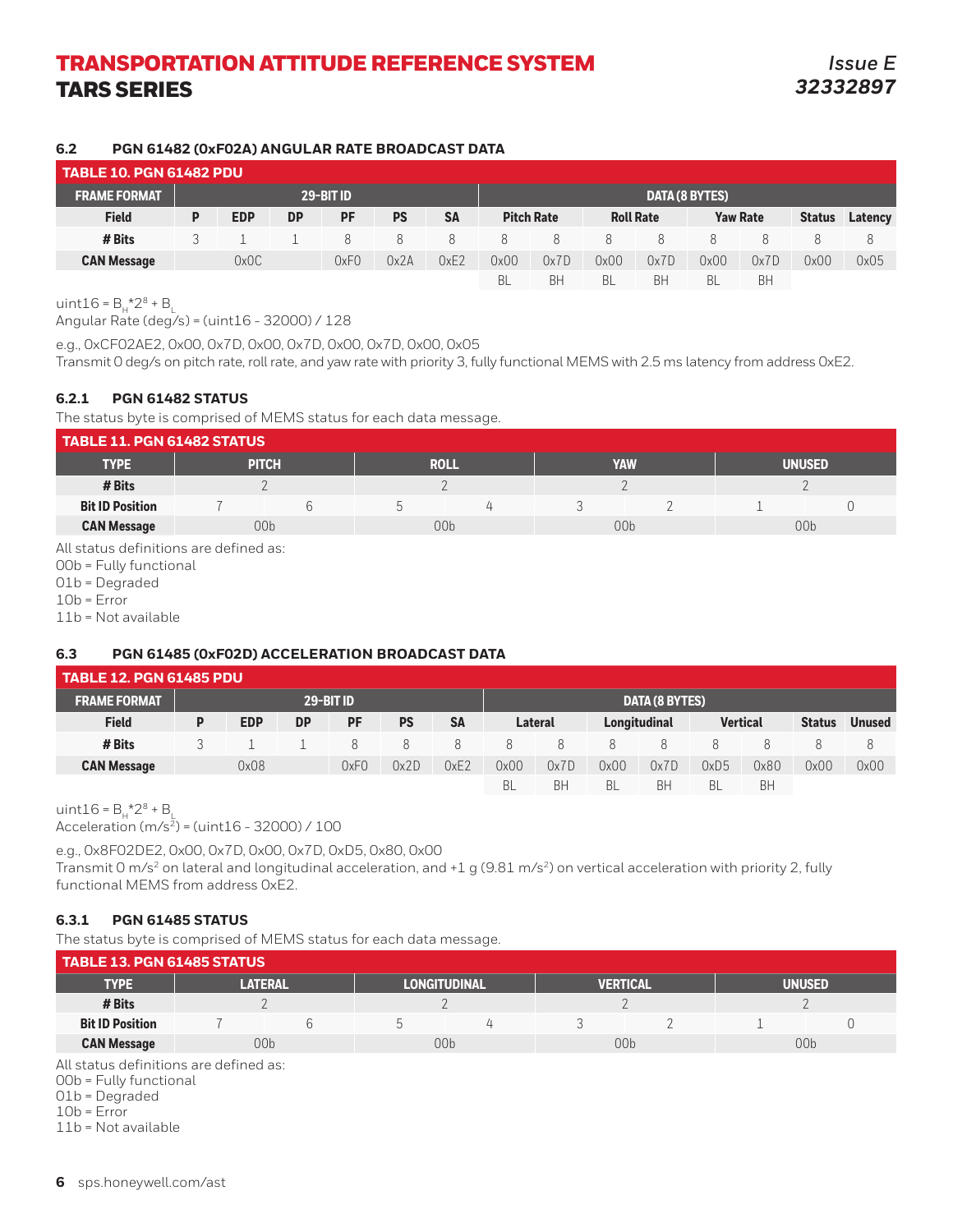### 6.2 PGN 61482 (0xF02A) ANGULAR RATE BROADCAST DATA

**TABLE 10. PGN 61482 PDU**

| FRAME FORMAT | 29-BIT ID | | | | | | DATA (8 BYTES) | | | | | | | |
|---|---|---|---|---|---|---|---|---|---|---|---|---|---|---|
| **Field** | **P** | **EDP** | **DP** | **PF** | **PS** | **SA** | **Pitch Rate** | | **Roll Rate** | | **Yaw Rate** | | **Status** | **Latency** |
| **# Bits** | 3 | 1 | 1 | 8 | 8 | 8 | 8 | 8 | 8 | 8 | 8 | 8 | 8 | 8 |
| **CAN Message** | 0x0C | | | 0xF0 | 0x2A | 0xE2 | 0x00 | 0x7D | 0x00 | 0x7D | 0x00 | 0x7D | 0x00 | 0x05 |
| | | | | | | | BL | BH | BL | BH | BL | BH | | |

$uint16 = B_H*2^8 + B_L$

Angular Rate (deg/s) = (uint16 - 32000) / 128

e.g., 0xCF02AE2, 0x00, 0x7D, 0x00, 0x7D, 0x00, 0x7D, 0x00, 0x05

Transmit 0 deg/s on pitch rate, roll rate, and yaw rate with priority 3, fully functional MEMS with 2.5 ms latency from address 0xE2.

#### 6.2.1 PGN 61482 STATUS

The status byte is comprised of MEMS status for each data message.

**TABLE 11. PGN 61482 STATUS**

| TYPE | PITCH | | ROLL | | YAW | | UNUSED | |
|---|---|---|---|---|---|---|---|---|
| **# Bits** | 2 | | 2 | | 2 | | 2 | |
| **Bit ID Position** | 7 | 6 | 5 | 4 | 3 | 2 | 1 | 0 |
| **CAN Message** | 00b | | 00b | | 00b | | 00b | |

All status definitions are defined as:

00b = Fully functional

01b = Degraded

10b = Error

11b = Not available

### 6.3 PGN 61485 (0xF02D) ACCELERATION BROADCAST DATA

**TABLE 12. PGN 61485 PDU**

| FRAME FORMAT | 29-BIT ID | | | | | | DATA (8 BYTES) | | | | | | | |
|---|---|---|---|---|---|---|---|---|---|---|---|---|---|---|
| **Field** | **P** | **EDP** | **DP** | **PF** | **PS** | **SA** | **Lateral** | | **Longitudinal** | | **Vertical** | | **Status** | **Unused** |
| **# Bits** | 3 | 1 | 1 | 8 | 8 | 8 | 8 | 8 | 8 | 8 | 8 | 8 | 8 | 8 |
| **CAN Message** | 0x08 | | | 0xF0 | 0x2D | 0xE2 | 0x00 | 0x7D | 0x00 | 0x7D | 0xD5 | 0x80 | 0x00 | 0x00 |
| | | | | | | | BL | BH | BL | BH | BL | BH | | |

$uint16 = B_H*2^8 + B_L$

Acceleration (m/s$^2$) = (uint16 - 32000) / 100

e.g., 0x8F02DE2, 0x00, 0x7D, 0x00, 0x7D, 0xD5, 0x80, 0x00

Transmit 0 m/s$^2$ on lateral and longitudinal acceleration, and +1 g (9.81 m/s$^2$) on vertical acceleration with priority 2, fully functional MEMS from address 0xE2.

#### 6.3.1 PGN 61485 STATUS

The status byte is comprised of MEMS status for each data message.

**TABLE 13. PGN 61485 STATUS**

| TYPE | LATERAL | | LONGITUDINAL | | VERTICAL | | UNUSED | |
|---|---|---|---|---|---|---|---|---|
| **# Bits** | 2 | | 2 | | 2 | | 2 | |
| **Bit ID Position** | 7 | 6 | 5 | 4 | 3 | 2 | 1 | 0 |
| **CAN Message** | 00b | | 00b | | 00b | | 00b | |

All status definitions are defined as:

00b = Fully functional

01b = Degraded

10b = Error

11b = Not available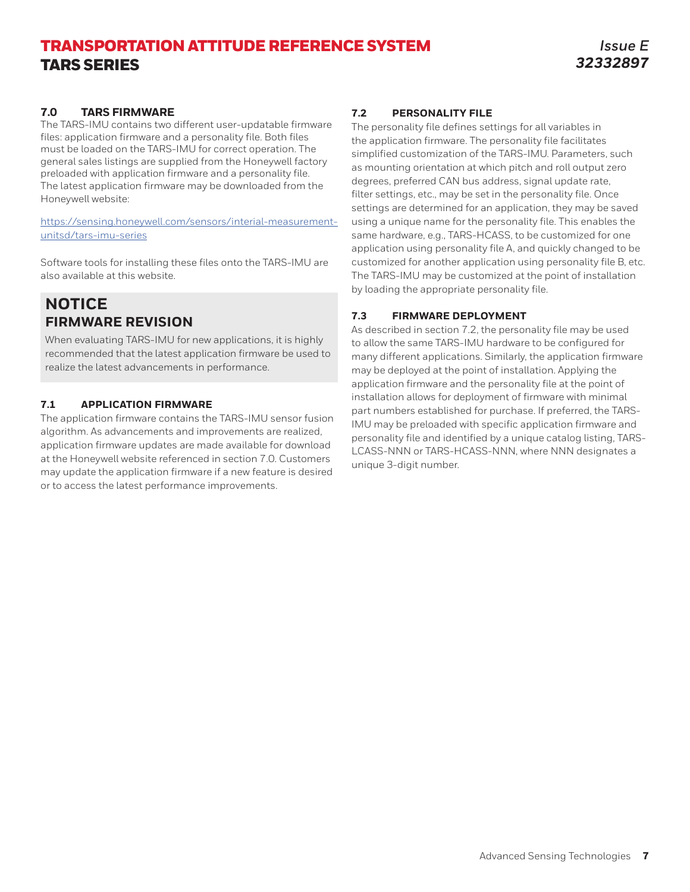## 7.0 TARS FIRMWARE

The TARS-IMU contains two different user-updatable firmware files: application firmware and a personality file. Both files must be loaded on the TARS-IMU for correct operation. The general sales listings are supplied from the Honeywell factory preloaded with application firmware and a personality file. The latest application firmware may be downloaded from the Honeywell website:

https://sensing.honeywell.com/sensors/interial-measurement-unitsd/tars-imu-series

Software tools for installing these files onto the TARS-IMU are also available at this website.

> **NOTICE**
> **FIRMWARE REVISION**
>
> When evaluating TARS-IMU for new applications, it is highly recommended that the latest application firmware be used to realize the latest advancements in performance.

### 7.1 APPLICATION FIRMWARE

The application firmware contains the TARS-IMU sensor fusion algorithm. As advancements and improvements are realized, application firmware updates are made available for download at the Honeywell website referenced in section 7.0. Customers may update the application firmware if a new feature is desired or to access the latest performance improvements.

### 7.2 PERSONALITY FILE

The personality file defines settings for all variables in the application firmware. The personality file facilitates simplified customization of the TARS-IMU. Parameters, such as mounting orientation at which pitch and roll output zero degrees, preferred CAN bus address, signal update rate, filter settings, etc., may be set in the personality file. Once settings are determined for an application, they may be saved using a unique name for the personality file. This enables the same hardware, e.g., TARS-HCASS, to be customized for one application using personality file A, and quickly changed to be customized for another application using personality file B, etc. The TARS-IMU may be customized at the point of installation by loading the appropriate personality file.

### 7.3 FIRMWARE DEPLOYMENT

As described in section 7.2, the personality file may be used to allow the same TARS-IMU hardware to be configured for many different applications. Similarly, the application firmware may be deployed at the point of installation. Applying the application firmware and the personality file at the point of installation allows for deployment of firmware with minimal part numbers established for purchase. If preferred, the TARS-IMU may be preloaded with specific application firmware and personality file and identified by a unique catalog listing, TARS-LCASS-NNN or TARS-HCASS-NNN, where NNN designates a unique 3-digit number.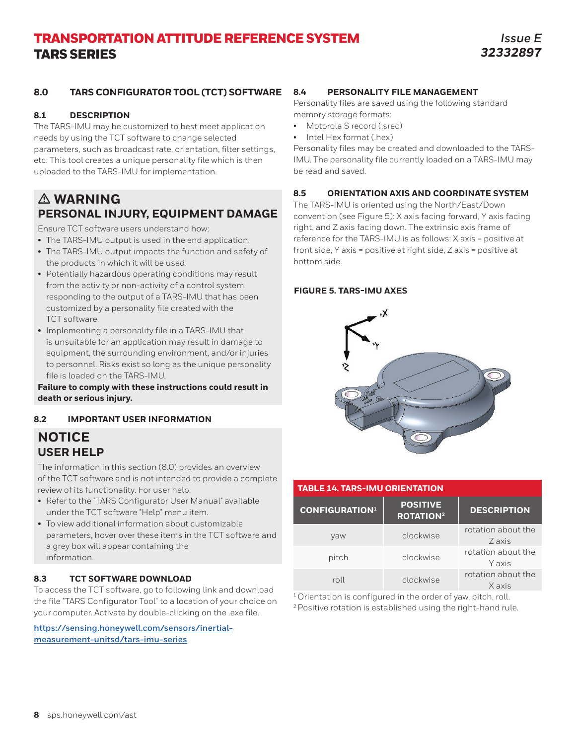## 8.0 TARS CONFIGURATOR TOOL (TCT) SOFTWARE

### 8.1 DESCRIPTION

The TARS-IMU may be customized to best meet application needs by using the TCT software to change selected parameters, such as broadcast rate, orientation, filter settings, etc. This tool creates a unique personality file which is then uploaded to the TARS-IMU for implementation.

### ⚠ WARNING
### PERSONAL INJURY, EQUIPMENT DAMAGE

Ensure TCT software users understand how:

- The TARS-IMU output is used in the end application.
- The TARS-IMU output impacts the function and safety of the products in which it will be used.
- Potentially hazardous operating conditions may result from the activity or non-activity of a control system responding to the output of a TARS-IMU that has been customized by a personality file created with the TCT software.
- Implementing a personality file in a TARS-IMU that is unsuitable for an application may result in damage to equipment, the surrounding environment, and/or injuries to personnel. Risks exist so long as the unique personality file is loaded on the TARS-IMU.

**Failure to comply with these instructions could result in death or serious injury.**

### 8.2 IMPORTANT USER INFORMATION

### NOTICE
### USER HELP

The information in this section (8.0) provides an overview of the TCT software and is not intended to provide a complete review of its functionality. For user help:

- Refer to the "TARS Configurator User Manual" available under the TCT software "Help" menu item.
- To view additional information about customizable parameters, hover over these items in the TCT software and a grey box will appear containing the information.

### 8.3 TCT SOFTWARE DOWNLOAD

To access the TCT software, go to following link and download the file "TARS Configurator Tool" to a location of your choice on your computer. Activate by double-clicking on the .exe file.

https://sensing.honeywell.com/sensors/inertial-measurement-unitsd/tars-imu-series

### 8.4 PERSONALITY FILE MANAGEMENT

Personality files are saved using the following standard memory storage formats:

- Motorola S record (.srec)
- Intel Hex format (.hex)

Personality files may be created and downloaded to the TARS-IMU. The personality file currently loaded on a TARS-IMU may be read and saved.

### 8.5 ORIENTATION AXIS AND COORDINATE SYSTEM

The TARS-IMU is oriented using the North/East/Down convention (see Figure 5): X axis facing forward, Y axis facing right, and Z axis facing down. The extrinsic axis frame of reference for the TARS-IMU is as follows: X axis = positive at front side, Y axis = positive at right side, Z axis = positive at bottom side.

**FIGURE 5. TARS-IMU AXES**

**TABLE 14. TARS-IMU ORIENTATION**

| CONFIGURATION[1] | POSITIVE ROTATION[2] | DESCRIPTION |
|---|---|---|
| yaw | clockwise | rotation about the Z axis |
| pitch | clockwise | rotation about the Y axis |
| roll | clockwise | rotation about the X axis |

[1] Orientation is configured in the order of yaw, pitch, roll.
[2] Positive rotation is established using the right-hand rule.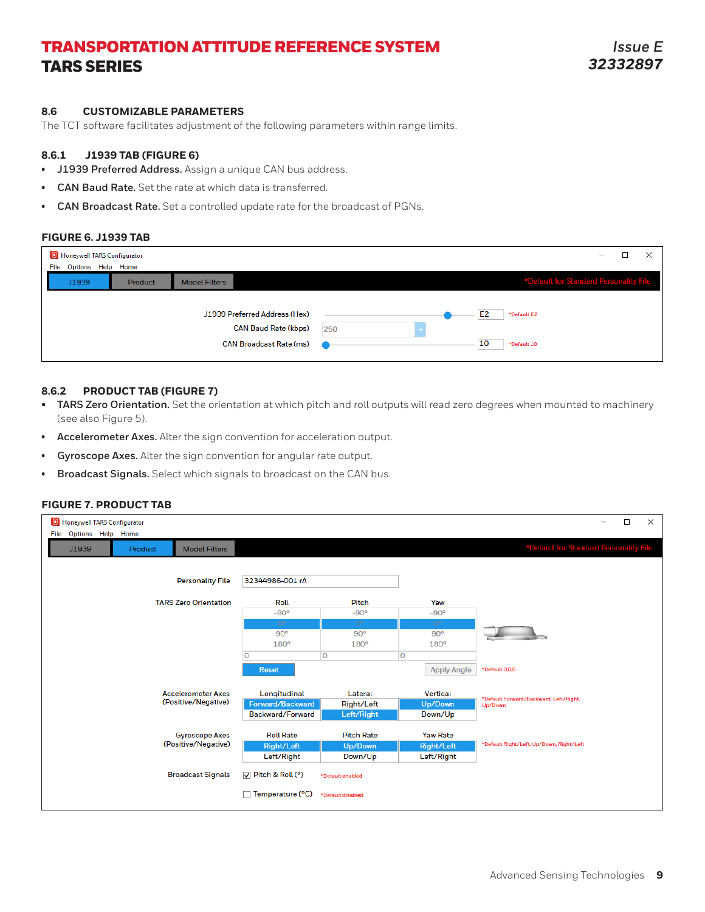## 8.6 CUSTOMIZABLE PARAMETERS

The TCT software facilitates adjustment of the following parameters within range limits.

### 8.6.1 J1939 TAB (FIGURE 6)

- **J1939 Preferred Address.** Assign a unique CAN bus address.
- **CAN Baud Rate.** Set the rate at which data is transferred.
- **CAN Broadcast Rate.** Set a controlled update rate for the broadcast of PGNs.

**FIGURE 6. J1939 TAB**

Honeywell TARS Configurator

File Options Help Home

J1939 | Product | Model Filters — *Default for Standard Personality File

| | | | |
|---|---|---|---|
| J1939 Preferred Address (Hex) | | E2 | *Default E2 |
| CAN Baud Rate (kbps) | 250 | | |
| CAN Broadcast Rate (ms) | | 10 | *Default 10 |

### 8.6.2 PRODUCT TAB (FIGURE 7)

- **TARS Zero Orientation.** Set the orientation at which pitch and roll outputs will read zero degrees when mounted to machinery (see also Figure 5).
- **Accelerometer Axes.** Alter the sign convention for acceleration output.
- **Gyroscope Axes.** Alter the sign convention for angular rate output.
- **Broadcast Signals.** Select which signals to broadcast on the CAN bus.

**FIGURE 7. PRODUCT TAB**

Honeywell TARS Configurator

File Options Help Home

J1939 | Product | Model Filters — *Default for Standard Personality File

Personality File: 32344986-001 rA

TARS Zero Orientation

| Roll | Pitch | Yaw |
|---|---|---|
| -90° | -90° | -90° |
| 0° | 0° | 0° |
| 90° | 90° | 90° |
| 180° | 180° | 180° |
| 0 | 0 | 0 |

Reset | Apply Angle — *Default 0,0,0

Accelerometer Axes (Positive/Negative)

| Longitudinal | Lateral | Vertical |
|---|---|---|
| Forward/Backward | Right/Left | Up/Down |
| Backward/Forward | Left/Right | Down/Up |

*Default Forward/Backward, Left/Right, Up/Down

Gyroscope Axes (Positive/Negative)

| Roll Rate | Pitch Rate | Yaw Rate |
|---|---|---|
| Right/Left | Up/Down | Right/Left |
| Left/Right | Down/Up | Left/Right |

*Default Right/Left, Up/Down, Right/Left

Broadcast Signals

- [x] Pitch & Roll (°) *Default enabled
- [ ] Temperature (°C) *Default disabled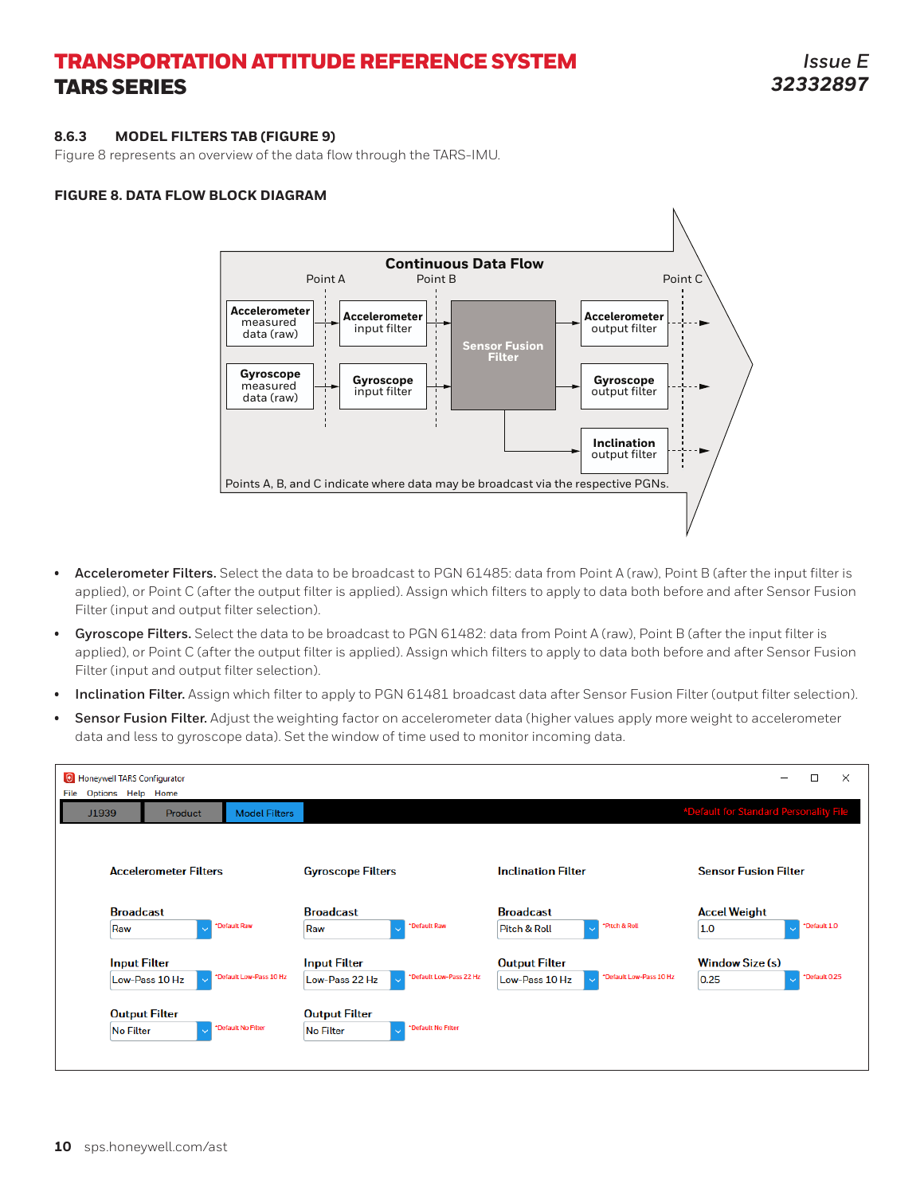### 8.6.3 MODEL FILTERS TAB (FIGURE 9)

Figure 8 represents an overview of the data flow through the TARS-IMU.

**FIGURE 8. DATA FLOW BLOCK DIAGRAM**

Continuous Data Flow

Point A Point B Point C

Accelerometer measured data (raw) → Accelerometer input filter → Sensor Fusion Filter → Accelerometer output filter

Gyroscope measured data (raw) → Gyroscope input filter → Sensor Fusion Filter → Gyroscope output filter

Sensor Fusion Filter → Inclination output filter

Points A, B, and C indicate where data may be broadcast via the respective PGNs.

- **Accelerometer Filters.** Select the data to be broadcast to PGN 61485: data from Point A (raw), Point B (after the input filter is applied), or Point C (after the output filter is applied). Assign which filters to apply to data both before and after Sensor Fusion Filter (input and output filter selection).
- **Gyroscope Filters.** Select the data to be broadcast to PGN 61482: data from Point A (raw), Point B (after the input filter is applied), or Point C (after the output filter is applied). Assign which filters to apply to data both before and after Sensor Fusion Filter (input and output filter selection).
- **Inclination Filter.** Assign which filter to apply to PGN 61481 broadcast data after Sensor Fusion Filter (output filter selection).
- **Sensor Fusion Filter.** Adjust the weighting factor on accelerometer data (higher values apply more weight to accelerometer data and less to gyroscope data). Set the window of time used to monitor incoming data.

Honeywell TARS Configurator

File Options Help Home

J1939 | Product | Model Filters — *Default for Standard Personality File

| Accelerometer Filters | Gyroscope Filters | Inclination Filter | Sensor Fusion Filter |
|---|---|---|---|
| Broadcast: Raw (*Default Raw) | Broadcast: Raw (*Default Raw) | Broadcast: Pitch & Roll (*Pitch & Roll) | Accel Weight: 1.0 (*Default 1.0) |
| Input Filter: Low-Pass 10 Hz (*Default Low-Pass 10 Hz) | Input Filter: Low-Pass 22 Hz (*Default Low-Pass 22 Hz) | Output Filter: Low-Pass 10 Hz (*Default Low-Pass 10 Hz) | Window Size (s): 0.25 (*Default 0.25) |
| Output Filter: No Filter (*Default No Filter) | Output Filter: No Filter (*Default No Filter) | | |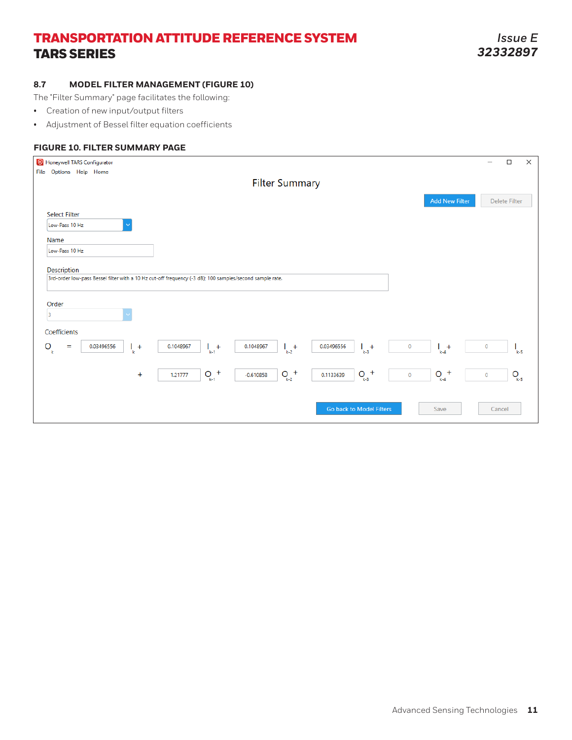## 8.7 MODEL FILTER MANAGEMENT (FIGURE 10)

The "Filter Summary" page facilitates the following:

- Creation of new input/output filters
- Adjustment of Bessel filter equation coefficients

**FIGURE 10. FILTER SUMMARY PAGE**

Honeywell TARS Configurator

File Options Help Home

Filter Summary

Add New Filter | Delete Filter

Select Filter: Low-Pass 10 Hz

Name: Low-Pass 10 Hz

Description: 3rd-order low-pass Bessel filter with a 10 Hz cut-off frequency (-3 dB): 100 samples/second sample rate.

Order: 3

Coefficients

$$O_k = 0.03496556\, I_k + 0.1048967\, I_{k-1} + 0.1048967\, I_{k-2} + 0.03496556\, I_{k-3} + 0\, I_{k-4} + 0\, I_{k-5}$$

$$+\ 1.21777\, O_{k-1} + -0.610858\, O_{k-2} + 0.1133639\, O_{k-3} + 0\, O_{k-4} + 0\, O_{k-5}$$

Go back to Model Filters | Save | Cancel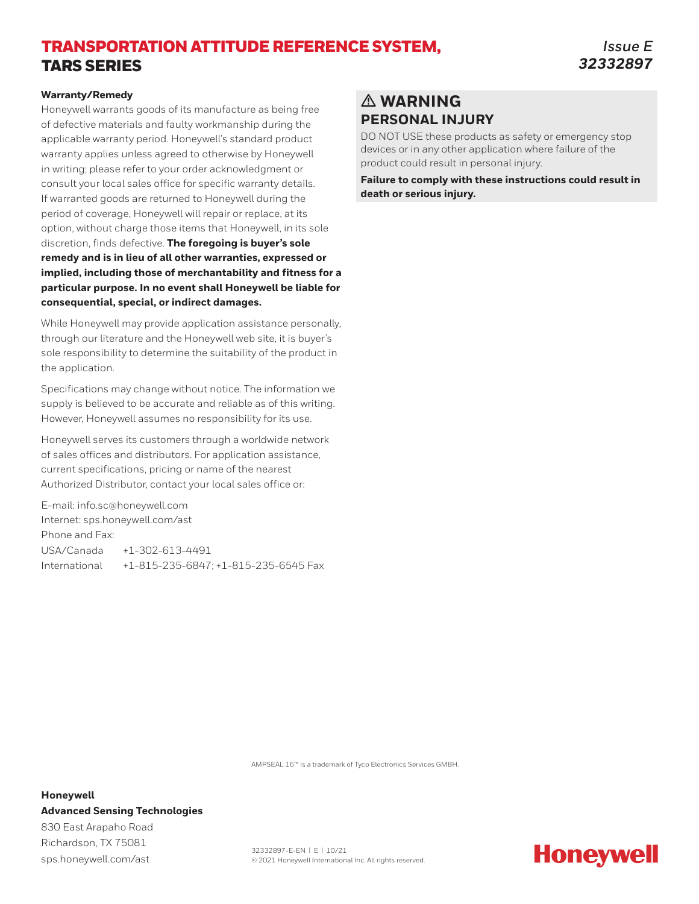**Warranty/Remedy**

Honeywell warrants goods of its manufacture as being free of defective materials and faulty workmanship during the applicable warranty period. Honeywell's standard product warranty applies unless agreed to otherwise by Honeywell in writing; please refer to your order acknowledgment or consult your local sales office for specific warranty details. If warranted goods are returned to Honeywell during the period of coverage, Honeywell will repair or replace, at its option, without charge those items that Honeywell, in its sole discretion, finds defective. **The foregoing is buyer's sole remedy and is in lieu of all other warranties, expressed or implied, including those of merchantability and fitness for a particular purpose. In no event shall Honeywell be liable for consequential, special, or indirect damages.**

While Honeywell may provide application assistance personally, through our literature and the Honeywell web site, it is buyer's sole responsibility to determine the suitability of the product in the application.

Specifications may change without notice. The information we supply is believed to be accurate and reliable as of this writing. However, Honeywell assumes no responsibility for its use.

Honeywell serves its customers through a worldwide network of sales offices and distributors. For application assistance, current specifications, pricing or name of the nearest Authorized Distributor, contact your local sales office or:

E-mail: info.sc@honeywell.com
Internet: sps.honeywell.com/ast
Phone and Fax:
USA/Canada +1-302-613-4491
International +1-815-235-6847; +1-815-235-6545 Fax

## ⚠ WARNING
## PERSONAL INJURY

DO NOT USE these products as safety or emergency stop devices or in any other application where failure of the product could result in personal injury.

**Failure to comply with these instructions could result in death or serious injury.**

AMPSEAL 16™ is a trademark of Tyco Electronics Services GMBH.

**Honeywell**
**Advanced Sensing Technologies**
830 East Arapaho Road
Richardson, TX 75081
sps.honeywell.com/ast

32332897-E-EN | E | 10/21
© 2021 Honeywell International Inc. All rights reserved.